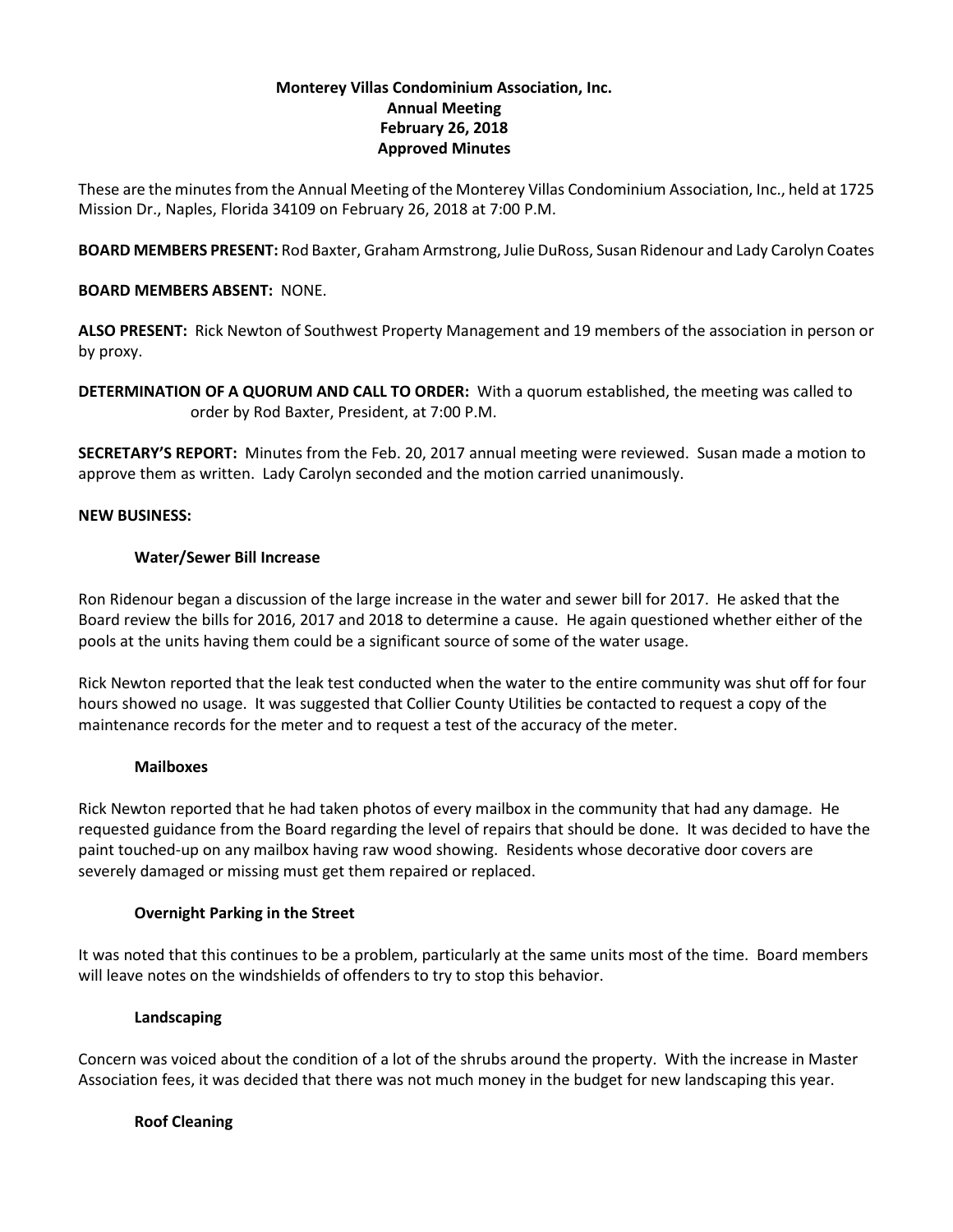# Monterey Villas Condominium Association, Inc.
## Annual Meeting
## February 26, 2018
## Approved Minutes

These are the minutes from the Annual Meeting of the Monterey Villas Condominium Association, Inc., held at 1725 Mission Dr., Naples, Florida 34109 on February 26, 2018 at 7:00 P.M.

**BOARD MEMBERS PRESENT:** Rod Baxter, Graham Armstrong, Julie DuRoss, Susan Ridenour and Lady Carolyn Coates

**BOARD MEMBERS ABSENT:** NONE.

**ALSO PRESENT:** Rick Newton of Southwest Property Management and 19 members of the association in person or by proxy.

**DETERMINATION OF A QUORUM AND CALL TO ORDER:** With a quorum established, the meeting was called to order by Rod Baxter, President, at 7:00 P.M.

**SECRETARY'S REPORT:** Minutes from the Feb. 20, 2017 annual meeting were reviewed. Susan made a motion to approve them as written. Lady Carolyn seconded and the motion carried unanimously.

**NEW BUSINESS:**

**Water/Sewer Bill Increase**

Ron Ridenour began a discussion of the large increase in the water and sewer bill for 2017. He asked that the Board review the bills for 2016, 2017 and 2018 to determine a cause. He again questioned whether either of the pools at the units having them could be a significant source of some of the water usage.

Rick Newton reported that the leak test conducted when the water to the entire community was shut off for four hours showed no usage. It was suggested that Collier County Utilities be contacted to request a copy of the maintenance records for the meter and to request a test of the accuracy of the meter.

**Mailboxes**

Rick Newton reported that he had taken photos of every mailbox in the community that had any damage. He requested guidance from the Board regarding the level of repairs that should be done. It was decided to have the paint touched-up on any mailbox having raw wood showing. Residents whose decorative door covers are severely damaged or missing must get them repaired or replaced.

**Overnight Parking in the Street**

It was noted that this continues to be a problem, particularly at the same units most of the time. Board members will leave notes on the windshields of offenders to try to stop this behavior.

**Landscaping**

Concern was voiced about the condition of a lot of the shrubs around the property. With the increase in Master Association fees, it was decided that there was not much money in the budget for new landscaping this year.

**Roof Cleaning**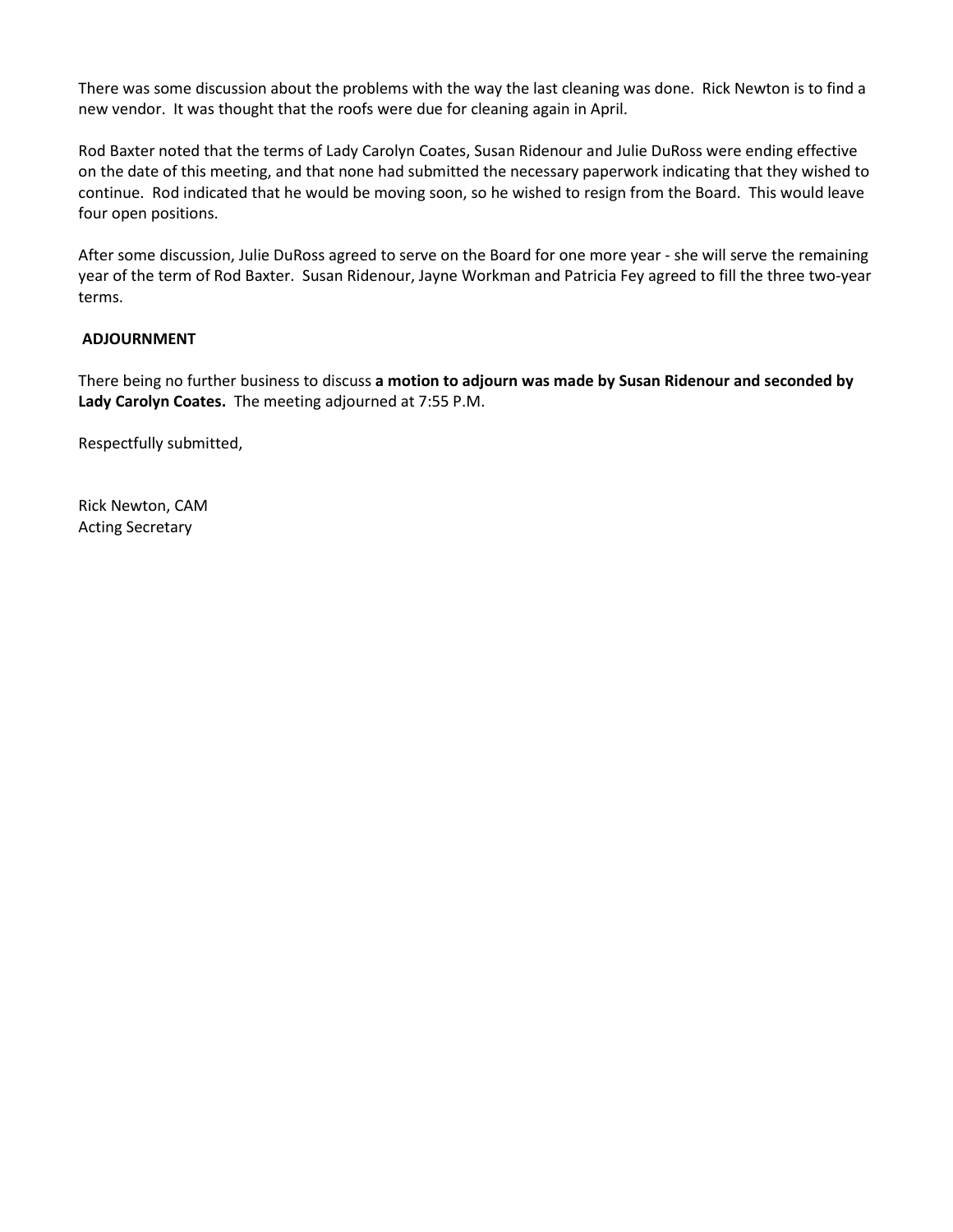There was some discussion about the problems with the way the last cleaning was done. Rick Newton is to find a new vendor. It was thought that the roofs were due for cleaning again in April.

Rod Baxter noted that the terms of Lady Carolyn Coates, Susan Ridenour and Julie DuRoss were ending effective on the date of this meeting, and that none had submitted the necessary paperwork indicating that they wished to continue. Rod indicated that he would be moving soon, so he wished to resign from the Board. This would leave four open positions.

After some discussion, Julie DuRoss agreed to serve on the Board for one more year - she will serve the remaining year of the term of Rod Baxter. Susan Ridenour, Jayne Workman and Patricia Fey agreed to fill the three two-year terms.

**ADJOURNMENT**

There being no further business to discuss **a motion to adjourn was made by Susan Ridenour and seconded by Lady Carolyn Coates.** The meeting adjourned at 7:55 P.M.

Respectfully submitted,

Rick Newton, CAM
Acting Secretary